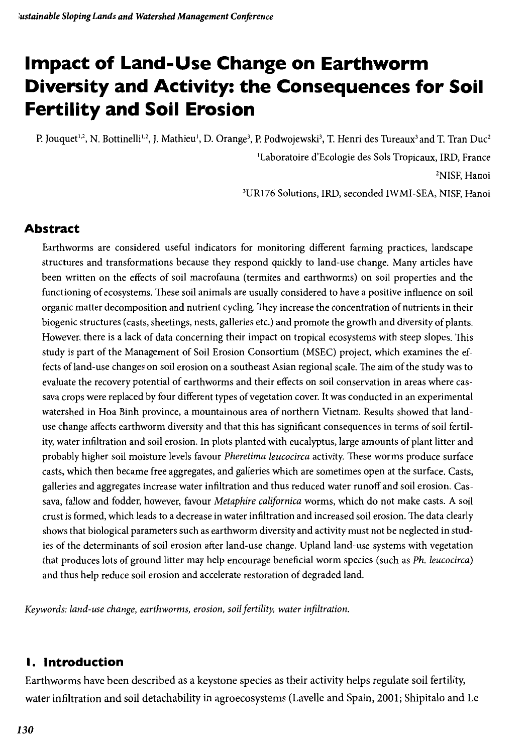# Impact of Land-Use Change on Earthworm Diversity and Activity: the Consequences for Soil Fertility and Soil Erosion

P. Jouquet[1,2], N. Bottinelli[1,2], J. Mathieu[1], D. Orange[3], P. Podwojewski[3], T. Henri des Tureaux[3] and T. Tran Duc[2]

[1]Laboratoire d'Ecologie des Sols Tropicaux, IRD, France

[2]NISF, Hanoi

[3]UR176 Solutions, IRD, seconded IWMI-SEA, NISF, Hanoi

## Abstract

Earthworms are considered useful indicators for monitoring different farming practices, landscape structures and transformations because they respond quickly to land-use change. Many articles have been written on the effects of soil macrofauna (termites and earthworms) on soil properties and the functioning of ecosystems. These soil animals are usually considered to have a positive influence on soil organic matter decomposition and nutrient cycling. They increase the concentration of nutrients in their biogenic structures (casts, sheetings, nests, galleries etc.) and promote the growth and diversity of plants. However, there is a lack of data concerning their impact on tropical ecosystems with steep slopes. This study is part of the Management of Soil Erosion Consortium (MSEC) project, which examines the effects of land-use changes on soil erosion on a southeast Asian regional scale. The aim of the study was to evaluate the recovery potential of earthworms and their effects on soil conservation in areas where cassava crops were replaced by four different types of vegetation cover. It was conducted in an experimental watershed in Hoa Binh province, a mountainous area of northern Vietnam. Results showed that land-use change affects earthworm diversity and that this has significant consequences in terms of soil fertility, water infiltration and soil erosion. In plots planted with eucalyptus, large amounts of plant litter and probably higher soil moisture levels favour *Pheretima leucocirca* activity. These worms produce surface casts, which then became free aggregates, and galleries which are sometimes open at the surface. Casts, galleries and aggregates increase water infiltration and thus reduced water runoff and soil erosion. Cassava, fallow and fodder, however, favour *Metaphire californica* worms, which do not make casts. A soil crust is formed, which leads to a decrease in water infiltration and increased soil erosion. The data clearly shows that biological parameters such as earthworm diversity and activity must not be neglected in studies of the determinants of soil erosion after land-use change. Upland land-use systems with vegetation that produces lots of ground litter may help encourage beneficial worm species (such as *Ph. leucocirca*) and thus help reduce soil erosion and accelerate restoration of degraded land.

*Keywords: land-use change, earthworms, erosion, soil fertility, water infiltration.*

## 1. Introduction

Earthworms have been described as a keystone species as their activity helps regulate soil fertility, water infiltration and soil detachability in agroecosystems (Lavelle and Spain, 2001; Shipitalo and Le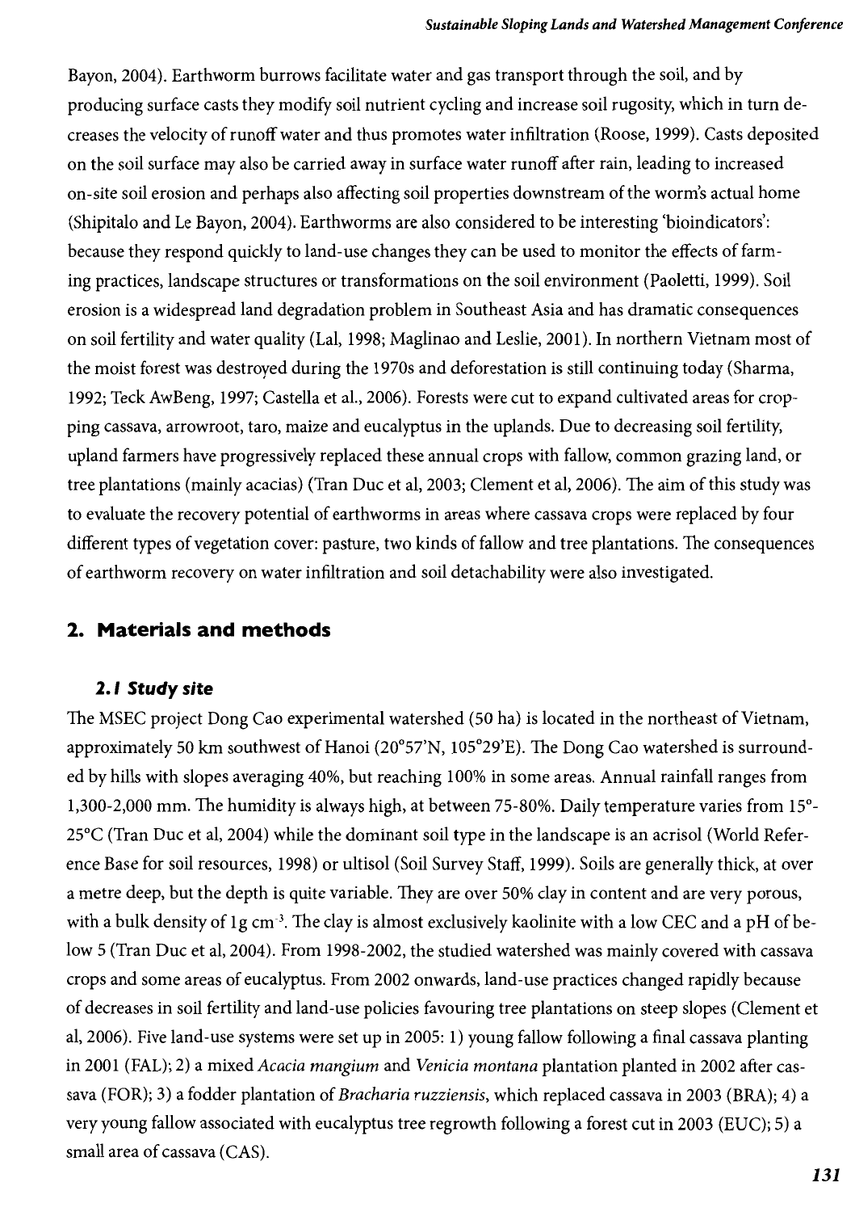Bayon, 2004). Earthworm burrows facilitate water and gas transport through the soil, and by producing surface casts they modify soil nutrient cycling and increase soil rugosity, which in turn decreases the velocity of runoff water and thus promotes water infiltration (Roose, 1999). Casts deposited on the soil surface may also be carried away in surface water runoff after rain, leading to increased on-site soil erosion and perhaps also affecting soil properties downstream of the worm's actual home (Shipitalo and Le Bayon, 2004). Earthworms are also considered to be interesting 'bioindicators': because they respond quickly to land-use changes they can be used to monitor the effects of farming practices, landscape structures or transformations on the soil environment (Paoletti, 1999). Soil erosion is a widespread land degradation problem in Southeast Asia and has dramatic consequences on soil fertility and water quality (Lal, 1998; Maglinao and Leslie, 2001). In northern Vietnam most of the moist forest was destroyed during the 1970s and deforestation is still continuing today (Sharma, 1992; Teck AwBeng, 1997; Castella et al., 2006). Forests were cut to expand cultivated areas for cropping cassava, arrowroot, taro, maize and eucalyptus in the uplands. Due to decreasing soil fertility, upland farmers have progressively replaced these annual crops with fallow, common grazing land, or tree plantations (mainly acacias) (Tran Duc et al, 2003; Clement et al, 2006). The aim of this study was to evaluate the recovery potential of earthworms in areas where cassava crops were replaced by four different types of vegetation cover: pasture, two kinds of fallow and tree plantations. The consequences of earthworm recovery on water infiltration and soil detachability were also investigated.

## 2. Materials and methods

### 2.1 Study site

The MSEC project Dong Cao experimental watershed (50 ha) is located in the northeast of Vietnam, approximately 50 km southwest of Hanoi (20°57'N, 105°29'E). The Dong Cao watershed is surrounded by hills with slopes averaging 40%, but reaching 100% in some areas. Annual rainfall ranges from 1,300-2,000 mm. The humidity is always high, at between 75-80%. Daily temperature varies from 15°-25°C (Tran Duc et al, 2004) while the dominant soil type in the landscape is an acrisol (World Reference Base for soil resources, 1998) or ultisol (Soil Survey Staff, 1999). Soils are generally thick, at over a metre deep, but the depth is quite variable. They are over 50% clay in content and are very porous, with a bulk density of 1g $cm^{-3}$. The clay is almost exclusively kaolinite with a low CEC and a pH of below 5 (Tran Duc et al, 2004). From 1998-2002, the studied watershed was mainly covered with cassava crops and some areas of eucalyptus. From 2002 onwards, land-use practices changed rapidly because of decreases in soil fertility and land-use policies favouring tree plantations on steep slopes (Clement et al, 2006). Five land-use systems were set up in 2005: 1) young fallow following a final cassava planting in 2001 (FAL); 2) a mixed *Acacia mangium* and *Venicia montana* plantation planted in 2002 after cassava (FOR); 3) a fodder plantation of *Bracharia ruzziensis*, which replaced cassava in 2003 (BRA); 4) a very young fallow associated with eucalyptus tree regrowth following a forest cut in 2003 (EUC); 5) a small area of cassava (CAS).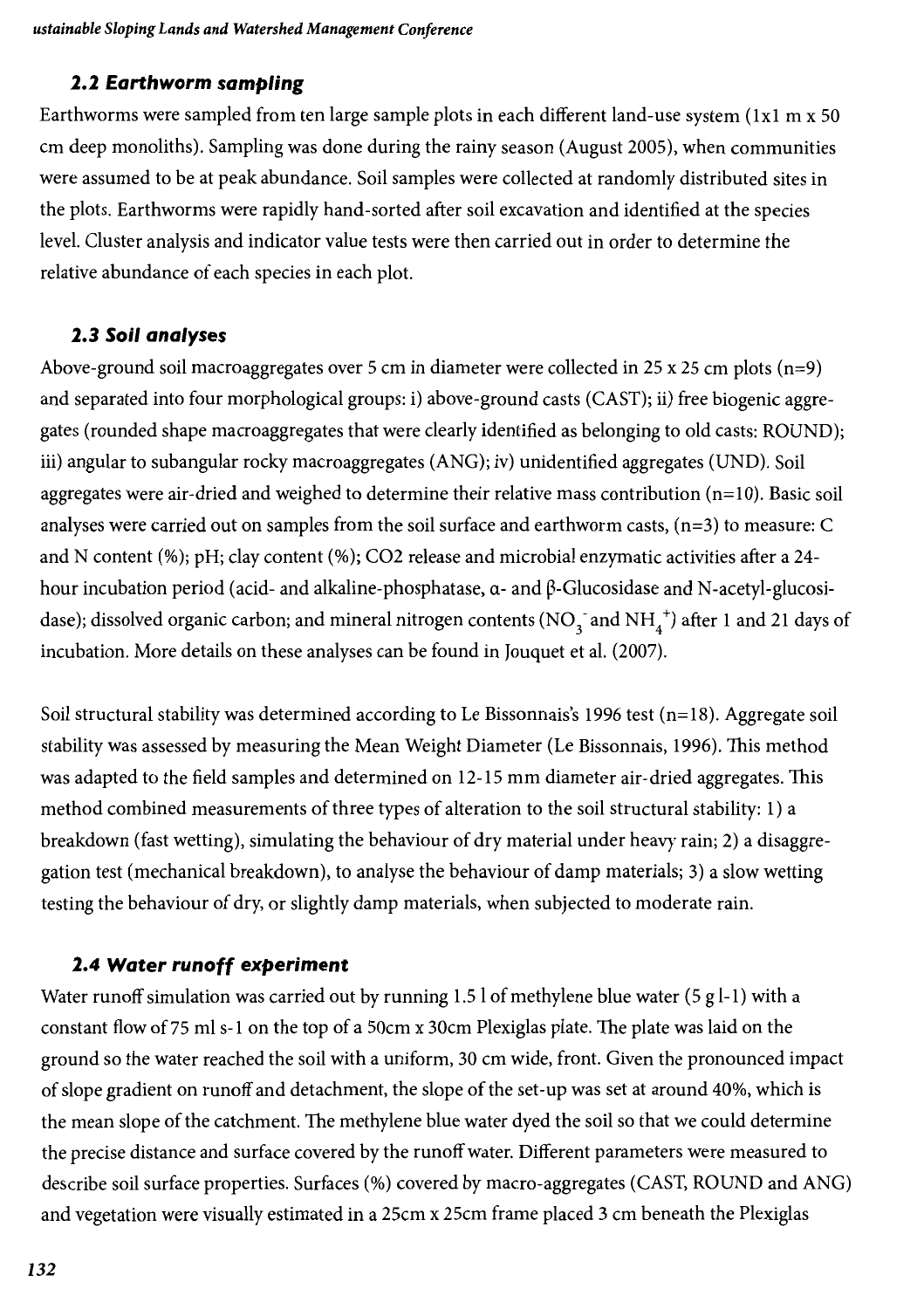### 2.2 Earthworm sampling

Earthworms were sampled from ten large sample plots in each different land-use system (1x1 m x 50 cm deep monoliths). Sampling was done during the rainy season (August 2005), when communities were assumed to be at peak abundance. Soil samples were collected at randomly distributed sites in the plots. Earthworms were rapidly hand-sorted after soil excavation and identified at the species level. Cluster analysis and indicator value tests were then carried out in order to determine the relative abundance of each species in each plot.

### 2.3 Soil analyses

Above-ground soil macroaggregates over 5 cm in diameter were collected in 25 x 25 cm plots (n=9) and separated into four morphological groups: i) above-ground casts (CAST); ii) free biogenic aggregates (rounded shape macroaggregates that were clearly identified as belonging to old casts: ROUND); iii) angular to subangular rocky macroaggregates (ANG); iv) unidentified aggregates (UND). Soil aggregates were air-dried and weighed to determine their relative mass contribution (n=10). Basic soil analyses were carried out on samples from the soil surface and earthworm casts, (n=3) to measure: C and N content (%); pH; clay content (%); CO2 release and microbial enzymatic activities after a 24-hour incubation period (acid- and alkaline-phosphatase, α- and β-Glucosidase and N-acetyl-glucosidase); dissolved organic carbon; and mineral nitrogen contents ($NO_3^-$ and $NH_4^+$) after 1 and 21 days of incubation. More details on these analyses can be found in Jouquet et al. (2007).

Soil structural stability was determined according to Le Bissonnais's 1996 test (n=18). Aggregate soil stability was assessed by measuring the Mean Weight Diameter (Le Bissonnais, 1996). This method was adapted to the field samples and determined on 12-15 mm diameter air-dried aggregates. This method combined measurements of three types of alteration to the soil structural stability: 1) a breakdown (fast wetting), simulating the behaviour of dry material under heavy rain; 2) a disaggregation test (mechanical breakdown), to analyse the behaviour of damp materials; 3) a slow wetting testing the behaviour of dry, or slightly damp materials, when subjected to moderate rain.

### 2.4 Water runoff experiment

Water runoff simulation was carried out by running 1.5 l of methylene blue water (5 g l-1) with a constant flow of 75 ml s-1 on the top of a 50cm x 30cm Plexiglas plate. The plate was laid on the ground so the water reached the soil with a uniform, 30 cm wide, front. Given the pronounced impact of slope gradient on runoff and detachment, the slope of the set-up was set at around 40%, which is the mean slope of the catchment. The methylene blue water dyed the soil so that we could determine the precise distance and surface covered by the runoff water. Different parameters were measured to describe soil surface properties. Surfaces (%) covered by macro-aggregates (CAST, ROUND and ANG) and vegetation were visually estimated in a 25cm x 25cm frame placed 3 cm beneath the Plexiglas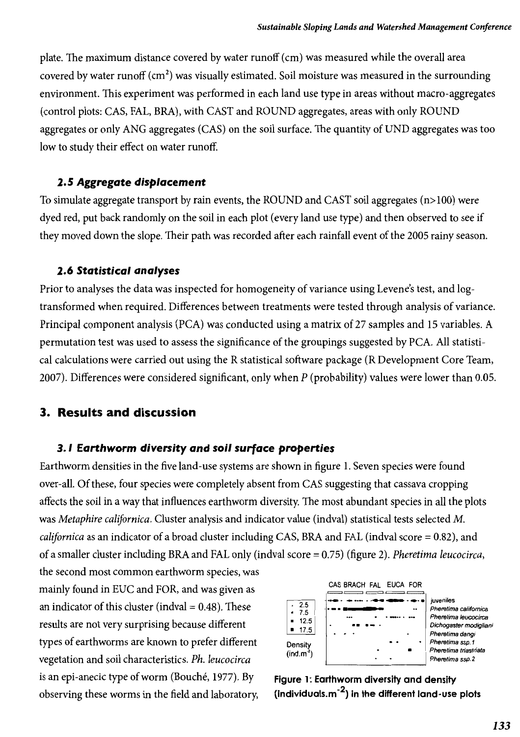plate. The maximum distance covered by water runoff (cm) was measured while the overall area covered by water runoff ($cm^2$) was visually estimated. Soil moisture was measured in the surrounding environment. This experiment was performed in each land use type in areas without macro-aggregates (control plots: CAS, FAL, BRA), with CAST and ROUND aggregates, areas with only ROUND aggregates or only ANG aggregates (CAS) on the soil surface. The quantity of UND aggregates was too low to study their effect on water runoff.

### 2.5 Aggregate displacement

To simulate aggregate transport by rain events, the ROUND and CAST soil aggregates (n>100) were dyed red, put back randomly on the soil in each plot (every land use type) and then observed to see if they moved down the slope. Their path was recorded after each rainfall event of the 2005 rainy season.

### 2.6 Statistical analyses

Prior to analyses the data was inspected for homogeneity of variance using Levene's test, and log-transformed when required. Differences between treatments were tested through analysis of variance. Principal component analysis (PCA) was conducted using a matrix of 27 samples and 15 variables. A permutation test was used to assess the significance of the groupings suggested by PCA. All statistical calculations were carried out using the R statistical software package (R Development Core Team, 2007). Differences were considered significant, only when $P$ (probability) values were lower than 0.05.

## 3. Results and discussion

### 3.1 Earthworm diversity and soil surface properties

Earthworm densities in the five land-use systems are shown in figure 1. Seven species were found over-all. Of these, four species were completely absent from CAS suggesting that cassava cropping affects the soil in a way that influences earthworm diversity. The most abundant species in all the plots was *Metaphire californica*. Cluster analysis and indicator value (indval) statistical tests selected *M. californica* as an indicator of a broad cluster including CAS, BRA and FAL (indval score = 0.82), and of a smaller cluster including BRA and FAL only (indval score = 0.75) (figure 2). *Pheretima leucocirca*, the second most common earthworm species, was mainly found in EUC and FOR, and was given as an indicator of this cluster (indval = 0.48). These results are not very surprising because different types of earthworms are known to prefer different vegetation and soil characteristics. *Ph. leucocirca* is an epi-anecic type of worm (Bouché, 1977). By observing these worms in the field and laboratory,

Figure 1: Earthworm diversity and density (individuals.$m^{-2}$) in the different land-use plots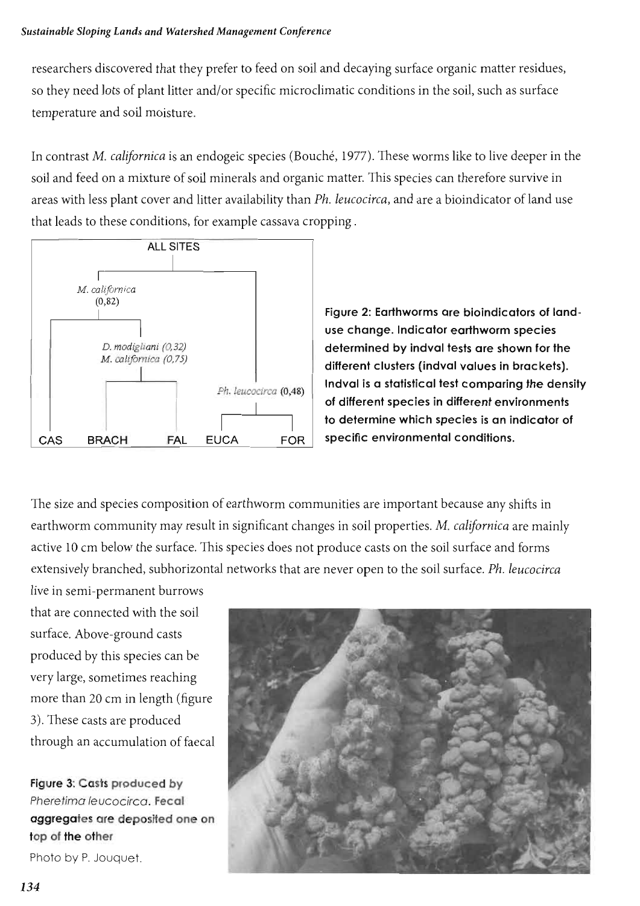researchers discovered that they prefer to feed on soil and decaying surface organic matter residues, so they need lots of plant litter and/or specific microclimatic conditions in the soil, such as surface temperature and soil moisture.

In contrast *M. californica* is an endogeic species (Bouché, 1977). These worms like to live deeper in the soil and feed on a mixture of soil minerals and organic matter. This species can therefore survive in areas with less plant cover and litter availability than *Ph. leucocirca*, and are a bioindicator of land use that leads to these conditions, for example cassava cropping .

**Figure 2: Earthworms are bioindicators of land-use change. Indicator earthworm species determined by indval tests are shown for the different clusters (indval values in brackets). Indval is a statistical test comparing the density of different species in different environments to determine which species is an indicator of specific environmental conditions.**

The size and species composition of earthworm communities are important because any shifts in earthworm community may result in significant changes in soil properties. *M. californica* are mainly active 10 cm below the surface. This species does not produce casts on the soil surface and forms extensively branched, subhorizontal networks that are never open to the soil surface. *Ph. leucocirca* live in semi-permanent burrows that are connected with the soil surface. Above-ground casts produced by this species can be very large, sometimes reaching more than 20 cm in length (figure 3). These casts are produced through an accumulation of faecal

**Figure 3: Casts produced by *Pheretima leucocirca*. Fecal aggregates are deposited one on top of the other**

Photo by P. Jouquet.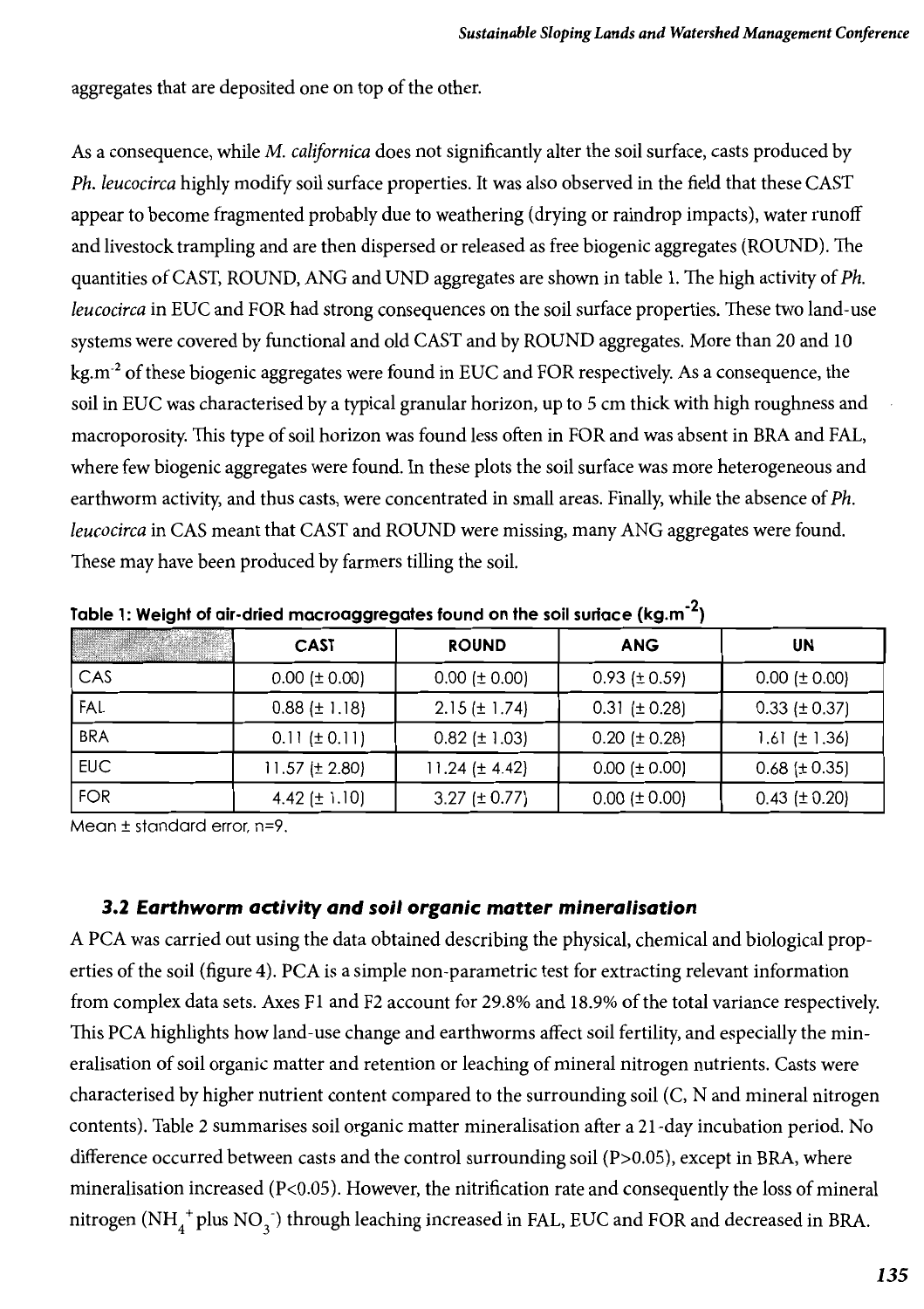aggregates that are deposited one on top of the other.

As a consequence, while *M. californica* does not significantly alter the soil surface, casts produced by *Ph. leucocirca* highly modify soil surface properties. It was also observed in the field that these CAST appear to become fragmented probably due to weathering (drying or raindrop impacts), water runoff and livestock trampling and are then dispersed or released as free biogenic aggregates (ROUND). The quantities of CAST, ROUND, ANG and UND aggregates are shown in table 1. The high activity of *Ph. leucocirca* in EUC and FOR had strong consequences on the soil surface properties. These two land-use systems were covered by functional and old CAST and by ROUND aggregates. More than 20 and 10 kg.m$^{-2}$ of these biogenic aggregates were found in EUC and FOR respectively. As a consequence, the soil in EUC was characterised by a typical granular horizon, up to 5 cm thick with high roughness and macroporosity. This type of soil horizon was found less often in FOR and was absent in BRA and FAL, where few biogenic aggregates were found. In these plots the soil surface was more heterogeneous and earthworm activity, and thus casts, were concentrated in small areas. Finally, while the absence of *Ph. leucocirca* in CAS meant that CAST and ROUND were missing, many ANG aggregates were found. These may have been produced by farmers tilling the soil.

**Table 1: Weight of air-dried macroaggregates found on the soil surface (kg.m$^{-2}$)**

| | CAST | ROUND | ANG | UN |
|---|---|---|---|---|
| CAS | 0.00 (± 0.00) | 0.00 (± 0.00) | 0.93 (± 0.59) | 0.00 (± 0.00) |
| FAL | 0.88 (± 1.18) | 2.15 (± 1.74) | 0.31 (± 0.28) | 0.33 (± 0.37) |
| BRA | 0.11 (± 0.11) | 0.82 (± 1.03) | 0.20 (± 0.28) | 1.61 (± 1.36) |
| EUC | 11.57 (± 2.80) | 11.24 (± 4.42) | 0.00 (± 0.00) | 0.68 (± 0.35) |
| FOR | 4.42 (± 1.10) | 3.27 (± 0.77) | 0.00 (± 0.00) | 0.43 (± 0.20) |

Mean ± standard error, n=9.

### 3.2 Earthworm activity and soil organic matter mineralisation

A PCA was carried out using the data obtained describing the physical, chemical and biological properties of the soil (figure 4). PCA is a simple non-parametric test for extracting relevant information from complex data sets. Axes F1 and F2 account for 29.8% and 18.9% of the total variance respectively. This PCA highlights how land-use change and earthworms affect soil fertility, and especially the mineralisation of soil organic matter and retention or leaching of mineral nitrogen nutrients. Casts were characterised by higher nutrient content compared to the surrounding soil (C, N and mineral nitrogen contents). Table 2 summarises soil organic matter mineralisation after a 21-day incubation period. No difference occurred between casts and the control surrounding soil ($P>0.05$), except in BRA, where mineralisation increased ($P<0.05$). However, the nitrification rate and consequently the loss of mineral nitrogen ($NH_4^+$ plus $NO_3^-$) through leaching increased in FAL, EUC and FOR and decreased in BRA.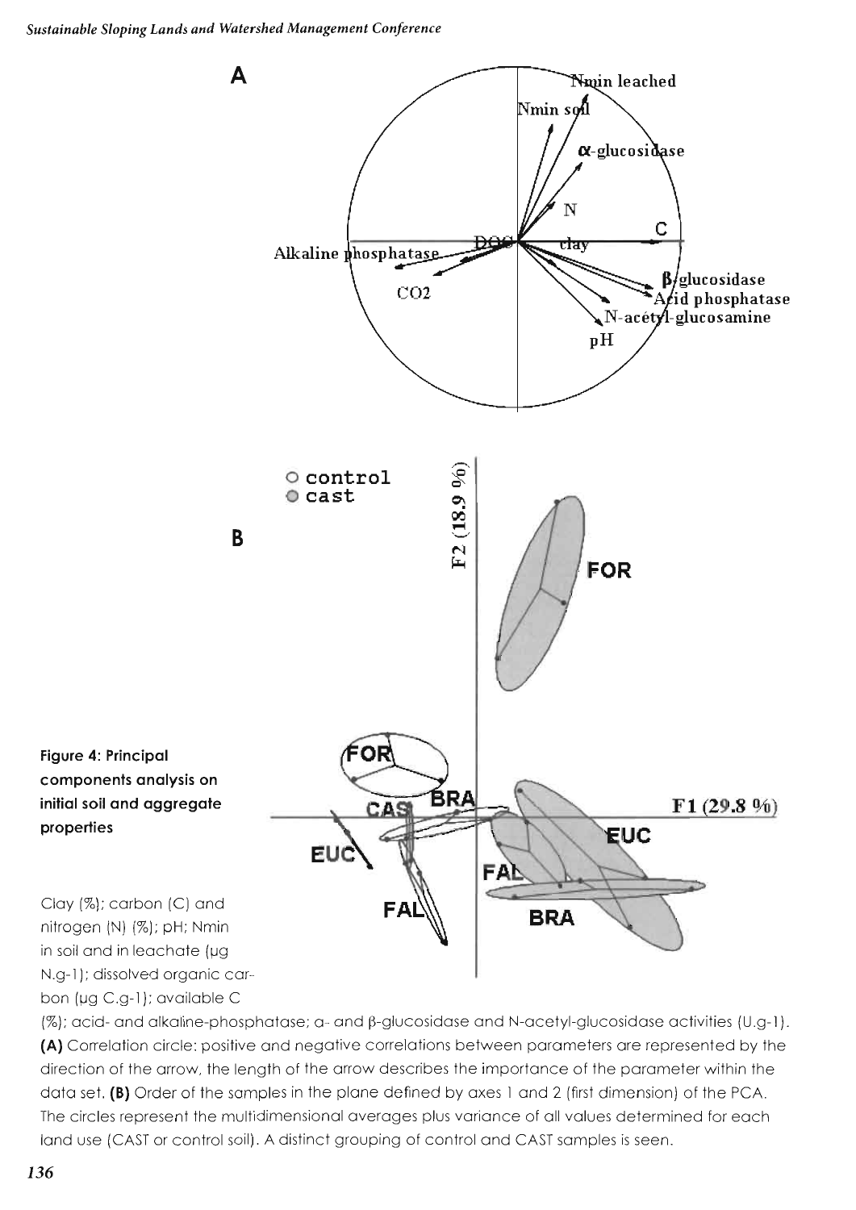**Figure 4: Principal components analysis on initial soil and aggregate properties**

Clay (%); carbon (C) and nitrogen (N) (%); pH; Nmin in soil and in leachate (µg N.g-1); dissolved organic carbon (µg C.g-1); available C (%); acid- and alkaline-phosphatase; α- and β-glucosidase and N-acetyl-glucosidase activities (U.g-1). **(A)** Correlation circle: positive and negative correlations between parameters are represented by the direction of the arrow, the length of the arrow describes the importance of the parameter within the data set. **(B)** Order of the samples in the plane defined by axes 1 and 2 (first dimension) of the PCA. The circles represent the multidimensional averages plus variance of all values determined for each land use (CAST or control soil). A distinct grouping of control and CAST samples is seen.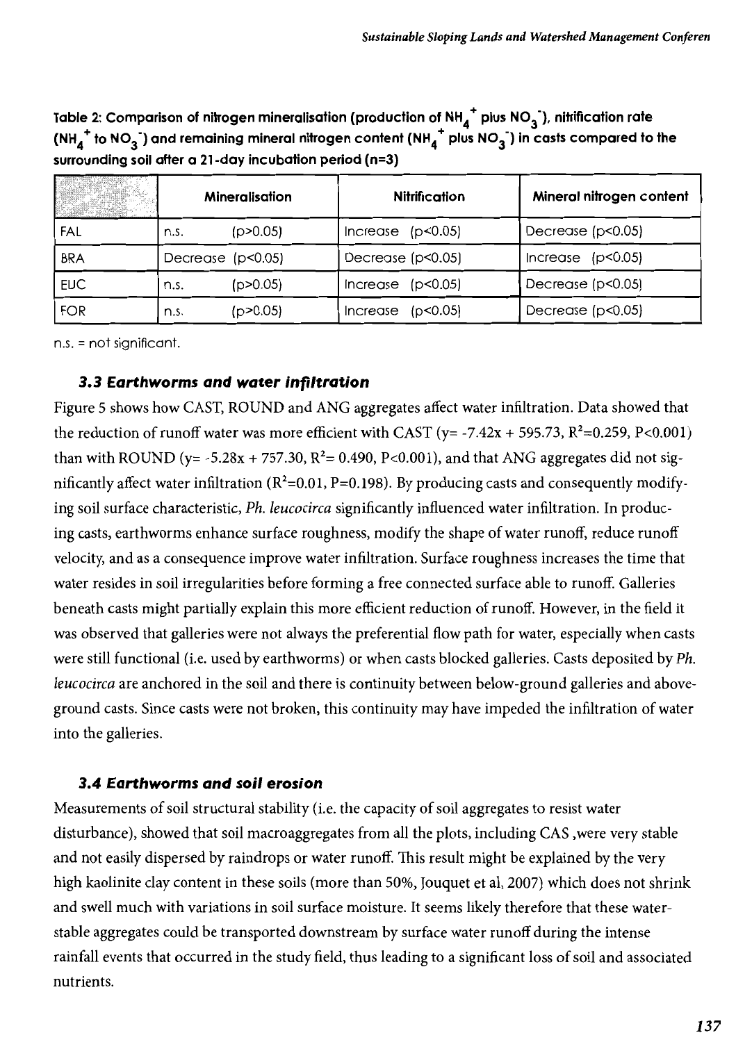Table 2: Comparison of nitrogen mineralisation (production of $NH_4^+$ plus $NO_3^-$), nitrification rate ($NH_4^+$ to $NO_3^-$) and remaining mineral nitrogen content ($NH_4^+$ plus $NO_3^-$) in casts compared to the surrounding soil after a 21-day incubation period (n=3)

| | Mineralisation | Nitrification | Mineral nitrogen content |
|---|---|---|---|
| FAL | n.s. ($p>0.05$) | Increase ($p<0.05$) | Decrease ($p<0.05$) |
| BRA | Decrease ($p<0.05$) | Decrease ($p<0.05$) | Increase ($p<0.05$) |
| EUC | n.s. ($p>0.05$) | Increase ($p<0.05$) | Decrease ($p<0.05$) |
| FOR | n.s. ($p>0.05$) | Increase ($p<0.05$) | Decrease ($p<0.05$) |

n.s. = not significant.

### *3.3 Earthworms and water infiltration*

Figure 5 shows how CAST, ROUND and ANG aggregates affect water infiltration. Data showed that the reduction of runoff water was more efficient with CAST ($y = -7.42x + 595.73$, $R^2=0.259$, $P<0.001$) than with ROUND ($y = -5.28x + 757.30$, $R^2= 0.490$, $P<0.001$), and that ANG aggregates did not significantly affect water infiltration ($R^2=0.01$, $P=0.198$). By producing casts and consequently modifying soil surface characteristic, *Ph. leucocirca* significantly influenced water infiltration. In producing casts, earthworms enhance surface roughness, modify the shape of water runoff, reduce runoff velocity, and as a consequence improve water infiltration. Surface roughness increases the time that water resides in soil irregularities before forming a free connected surface able to runoff. Galleries beneath casts might partially explain this more efficient reduction of runoff. However, in the field it was observed that galleries were not always the preferential flow path for water, especially when casts were still functional (i.e. used by earthworms) or when casts blocked galleries. Casts deposited by *Ph. leucocirca* are anchored in the soil and there is continuity between below-ground galleries and above-ground casts. Since casts were not broken, this continuity may have impeded the infiltration of water into the galleries.

### *3.4 Earthworms and soil erosion*

Measurements of soil structural stability (i.e. the capacity of soil aggregates to resist water disturbance), showed that soil macroaggregates from all the plots, including CAS ,were very stable and not easily dispersed by raindrops or water runoff. This result might be explained by the very high kaolinite clay content in these soils (more than 50%, Jouquet et al, 2007) which does not shrink and swell much with variations in soil surface moisture. It seems likely therefore that these water-stable aggregates could be transported downstream by surface water runoff during the intense rainfall events that occurred in the study field, thus leading to a significant loss of soil and associated nutrients.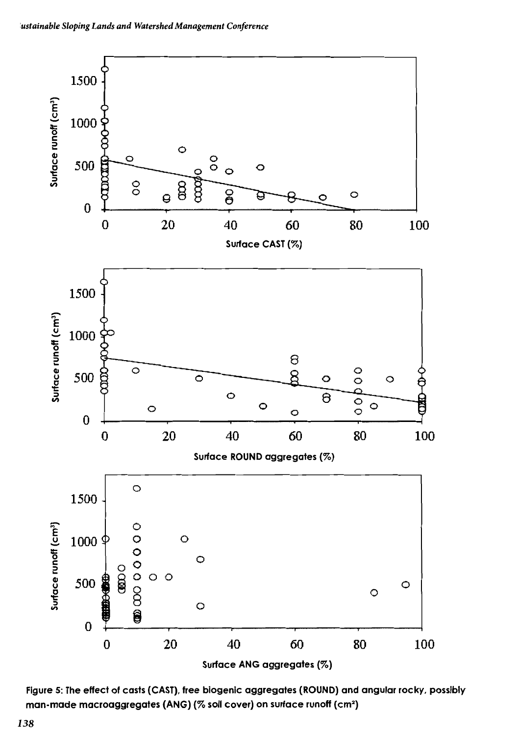Figure 5: The effect of casts (CAST), free biogenic aggregates (ROUND) and angular rocky, possibly man-made macroaggregates (ANG) (% soil cover) on surface runoff (cm²)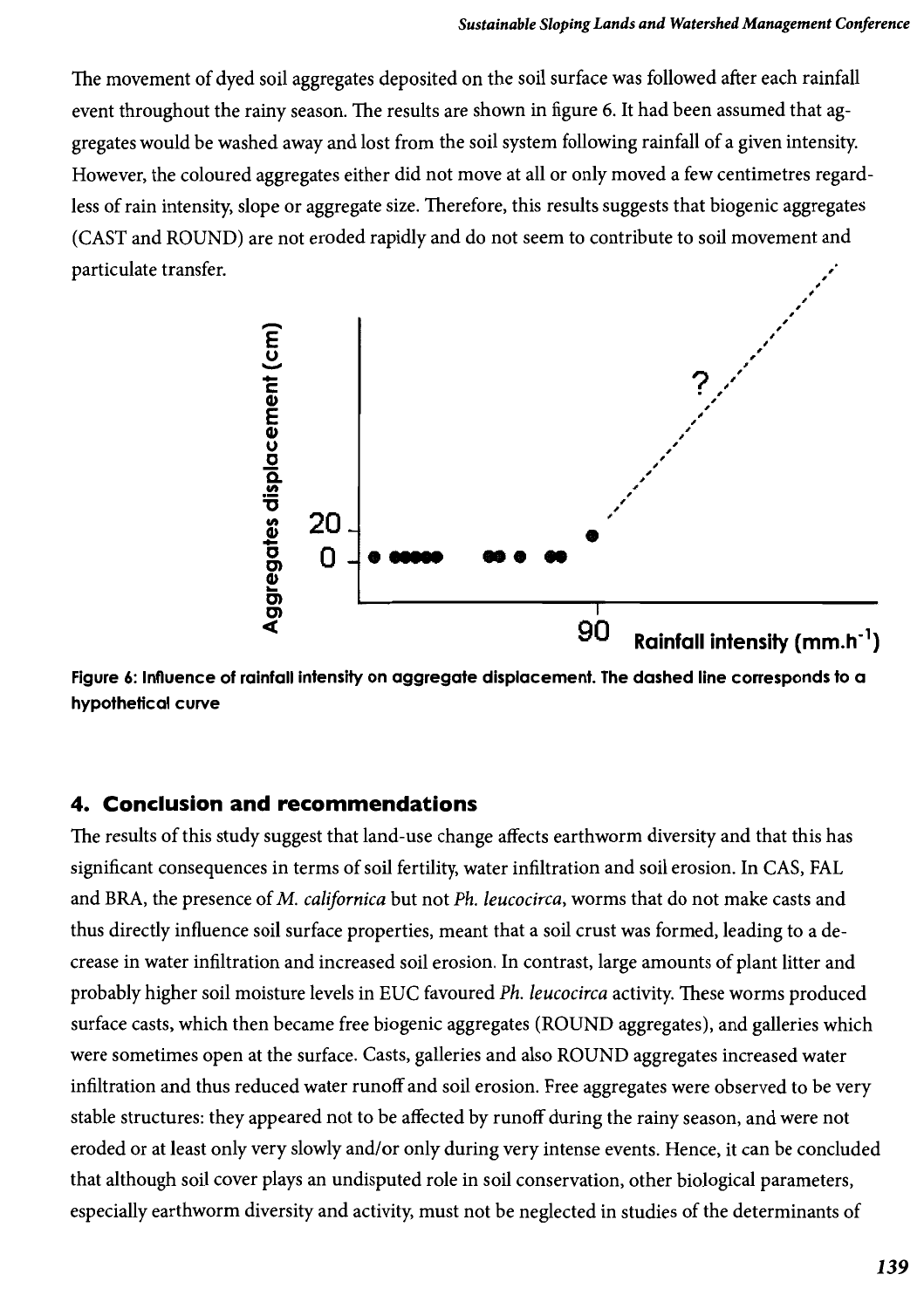The movement of dyed soil aggregates deposited on the soil surface was followed after each rainfall event throughout the rainy season. The results are shown in figure 6. It had been assumed that aggregates would be washed away and lost from the soil system following rainfall of a given intensity. However, the coloured aggregates either did not move at all or only moved a few centimetres regardless of rain intensity, slope or aggregate size. Therefore, this results suggests that biogenic aggregates (CAST and ROUND) are not eroded rapidly and do not seem to contribute to soil movement and particulate transfer.

**Figure 6: Influence of rainfall intensity on aggregate displacement. The dashed line corresponds to a hypothetical curve**

## 4. Conclusion and recommendations

The results of this study suggest that land-use change affects earthworm diversity and that this has significant consequences in terms of soil fertility, water infiltration and soil erosion. In CAS, FAL and BRA, the presence of *M. californica* but not *Ph. leucocirca*, worms that do not make casts and thus directly influence soil surface properties, meant that a soil crust was formed, leading to a decrease in water infiltration and increased soil erosion. In contrast, large amounts of plant litter and probably higher soil moisture levels in EUC favoured *Ph. leucocirca* activity. These worms produced surface casts, which then became free biogenic aggregates (ROUND aggregates), and galleries which were sometimes open at the surface. Casts, galleries and also ROUND aggregates increased water infiltration and thus reduced water runoff and soil erosion. Free aggregates were observed to be very stable structures: they appeared not to be affected by runoff during the rainy season, and were not eroded or at least only very slowly and/or only during very intense events. Hence, it can be concluded that although soil cover plays an undisputed role in soil conservation, other biological parameters, especially earthworm diversity and activity, must not be neglected in studies of the determinants of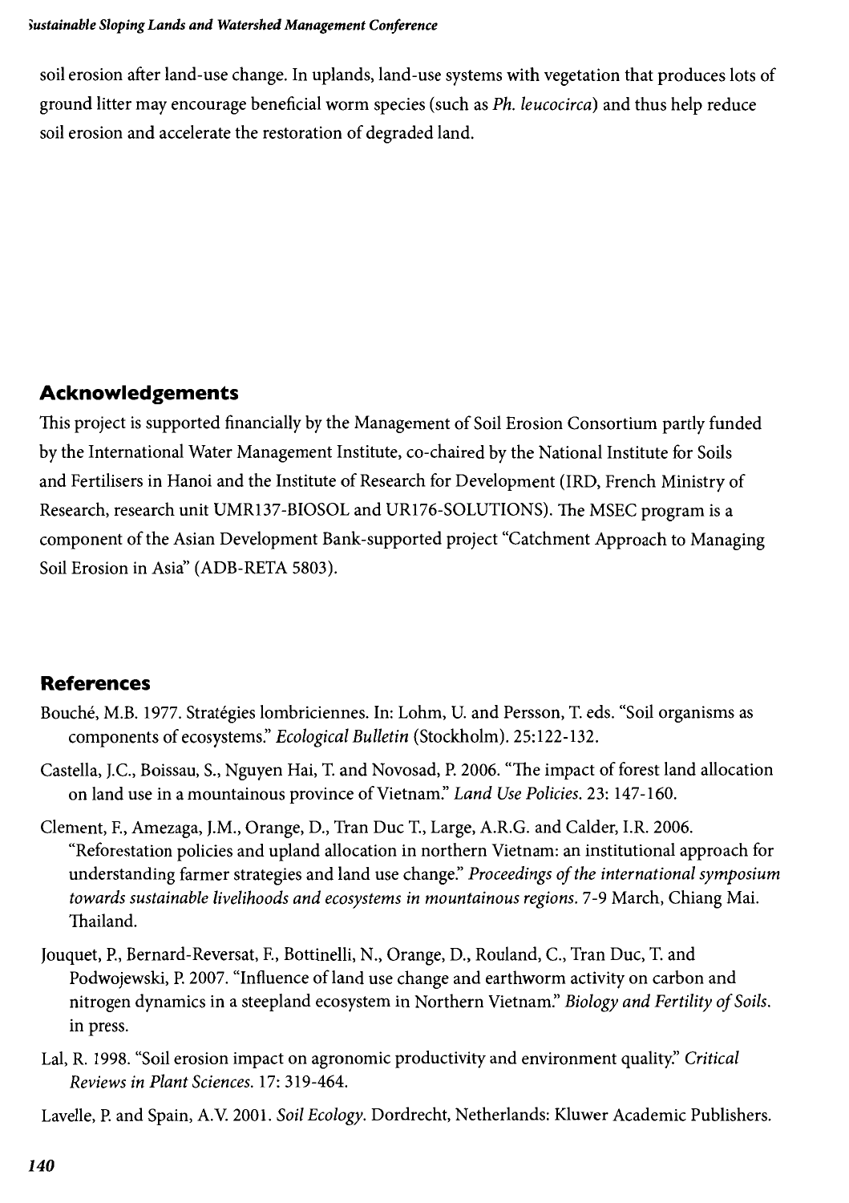soil erosion after land-use change. In uplands, land-use systems with vegetation that produces lots of ground litter may encourage beneficial worm species (such as *Ph. leucocirca*) and thus help reduce soil erosion and accelerate the restoration of degraded land.

## Acknowledgements

This project is supported financially by the Management of Soil Erosion Consortium partly funded by the International Water Management Institute, co-chaired by the National Institute for Soils and Fertilisers in Hanoi and the Institute of Research for Development (IRD, French Ministry of Research, research unit UMR137-BIOSOL and UR176-SOLUTIONS). The MSEC program is a component of the Asian Development Bank-supported project "Catchment Approach to Managing Soil Erosion in Asia" (ADB-RETA 5803).

## References

Bouché, M.B. 1977. Stratégies lombriciennes. In: Lohm, U. and Persson, T. eds. "Soil organisms as components of ecosystems." *Ecological Bulletin* (Stockholm). 25:122-132.

Castella, J.C., Boissau, S., Nguyen Hai, T. and Novosad, P. 2006. "The impact of forest land allocation on land use in a mountainous province of Vietnam." *Land Use Policies*. 23: 147-160.

Clement, F., Amezaga, J.M., Orange, D., Tran Duc T., Large, A.R.G. and Calder, I.R. 2006. "Reforestation policies and upland allocation in northern Vietnam: an institutional approach for understanding farmer strategies and land use change." *Proceedings of the international symposium towards sustainable livelihoods and ecosystems in mountainous regions*. 7-9 March, Chiang Mai. Thailand.

Jouquet, P., Bernard-Reversat, F., Bottinelli, N., Orange, D., Rouland, C., Tran Duc, T. and Podwojewski, P. 2007. "Influence of land use change and earthworm activity on carbon and nitrogen dynamics in a steepland ecosystem in Northern Vietnam." *Biology and Fertility of Soils*. in press.

Lal, R. 1998. "Soil erosion impact on agronomic productivity and environment quality." *Critical Reviews in Plant Sciences*. 17: 319-464.

Lavelle, P. and Spain, A.V. 2001. *Soil Ecology*. Dordrecht, Netherlands: Kluwer Academic Publishers.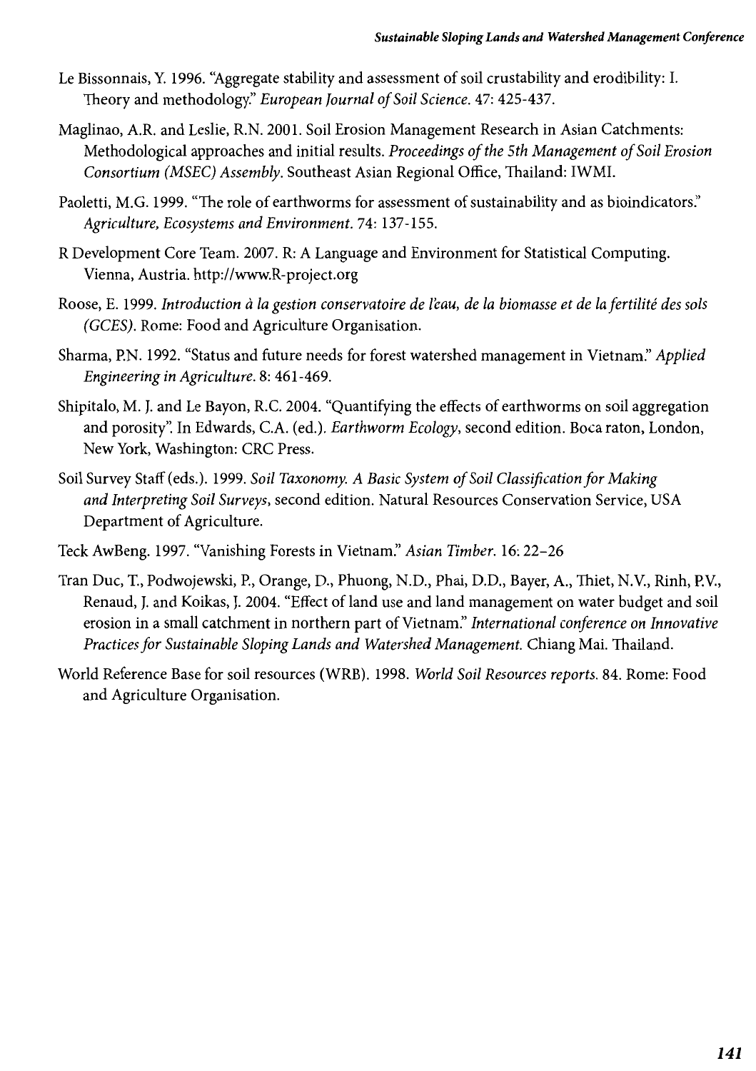Le Bissonnais, Y. 1996. "Aggregate stability and assessment of soil crustability and erodibility: I. Theory and methodology." *European Journal of Soil Science*. 47: 425-437.

Maglinao, A.R. and Leslie, R.N. 2001. Soil Erosion Management Research in Asian Catchments: Methodological approaches and initial results. *Proceedings of the 5th Management of Soil Erosion Consortium (MSEC) Assembly*. Southeast Asian Regional Office, Thailand: IWMI.

Paoletti, M.G. 1999. "The role of earthworms for assessment of sustainability and as bioindicators." *Agriculture, Ecosystems and Environment*. 74: 137-155.

R Development Core Team. 2007. R: A Language and Environment for Statistical Computing. Vienna, Austria. http://www.R-project.org

Roose, E. 1999. *Introduction à la gestion conservatoire de l'eau, de la biomasse et de la fertilité des sols (GCES)*. Rome: Food and Agriculture Organisation.

Sharma, P.N. 1992. "Status and future needs for forest watershed management in Vietnam." *Applied Engineering in Agriculture*. 8: 461-469.

Shipitalo, M. J. and Le Bayon, R.C. 2004. "Quantifying the effects of earthworms on soil aggregation and porosity". In Edwards, C.A. (ed.). *Earthworm Ecology*, second edition. Boca raton, London, New York, Washington: CRC Press.

Soil Survey Staff (eds.). 1999. *Soil Taxonomy. A Basic System of Soil Classification for Making and Interpreting Soil Surveys*, second edition. Natural Resources Conservation Service, USA Department of Agriculture.

Teck AwBeng. 1997. "Vanishing Forests in Vietnam." *Asian Timber*. 16: 22–26

Tran Duc, T., Podwojewski, P., Orange, D., Phuong, N.D., Phai, D.D., Bayer, A., Thiet, N.V., Rinh, P.V., Renaud, J. and Koikas, J. 2004. "Effect of land use and land management on water budget and soil erosion in a small catchment in northern part of Vietnam." *International conference on Innovative Practices for Sustainable Sloping Lands and Watershed Management*. Chiang Mai. Thailand.

World Reference Base for soil resources (WRB). 1998. *World Soil Resources reports*. 84. Rome: Food and Agriculture Organisation.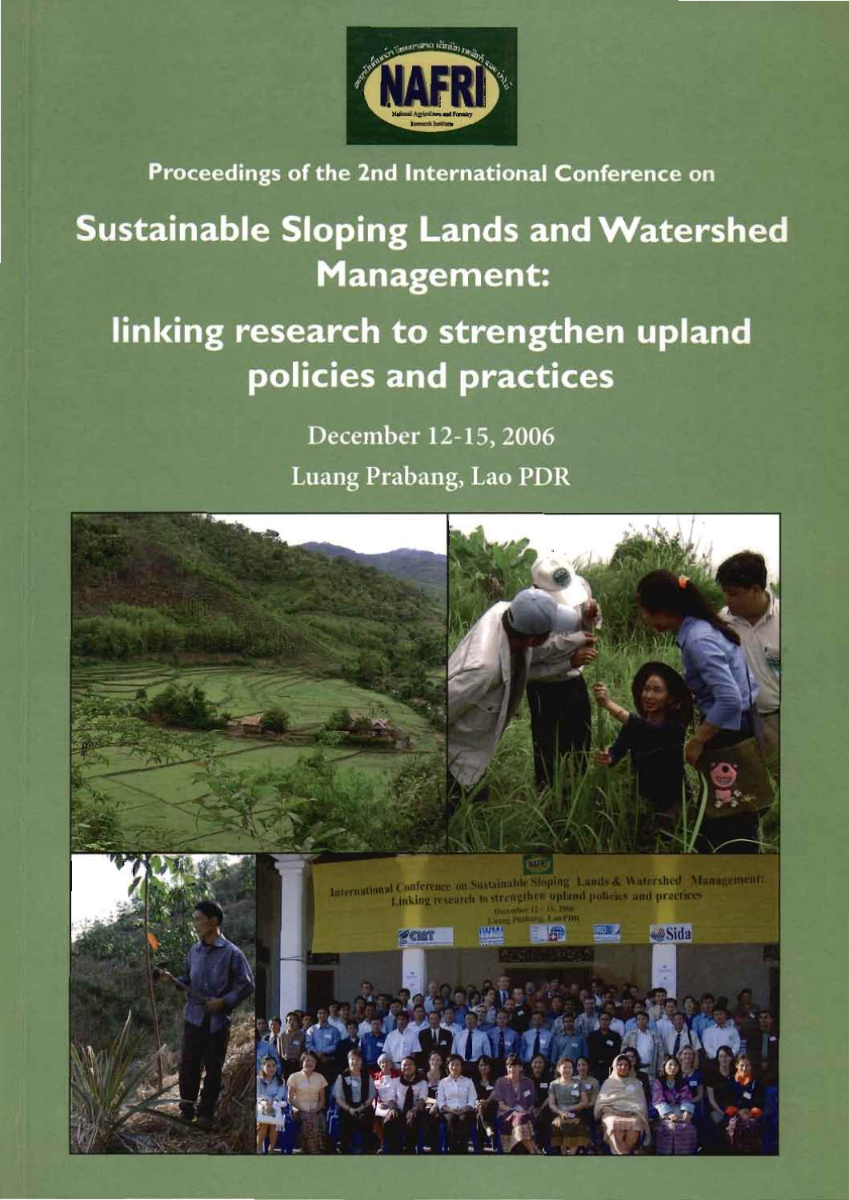Proceedings of the 2nd International Conference on

# Sustainable Sloping Lands and Watershed Management:

## linking research to strengthen upland policies and practices

December 12-15, 2006

Luang Prabang, Lao PDR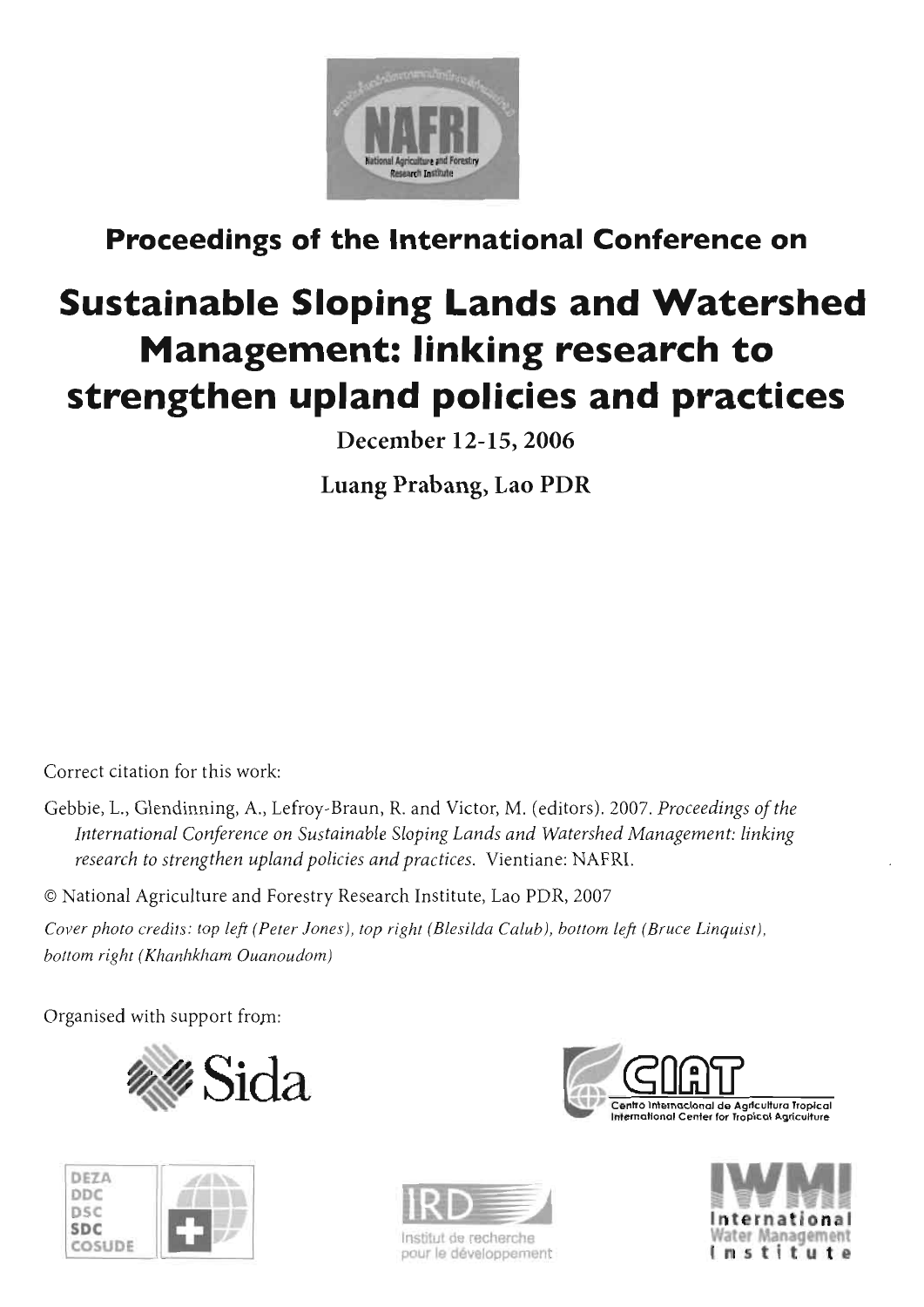**Proceedings of the International Conference on**

# Sustainable Sloping Lands and Watershed Management: linking research to strengthen upland policies and practices

**December 12-15, 2006**

**Luang Prabang, Lao PDR**

Correct citation for this work:

Gebbie, L., Glendinning, A., Lefroy-Braun, R. and Victor, M. (editors). 2007. *Proceedings of the International Conference on Sustainable Sloping Lands and Watershed Management: linking research to strengthen upland policies and practices.* Vientiane: NAFRI.

© National Agriculture and Forestry Research Institute, Lao PDR, 2007

*Cover photo credits: top left (Peter Jones), top right (Blesilda Calub), bottom left (Bruce Linquist), bottom right (Khanhkham Ouanoudom)*

Organised with support from:

Sida

CIAT
Centro Internacional de Agricultura Tropical
International Center for Tropical Agriculture

DEZA
DDC
DSC
SDC
COSUDE

IRD
Institut de recherche pour le développement

IWMI
International Water Management Institute